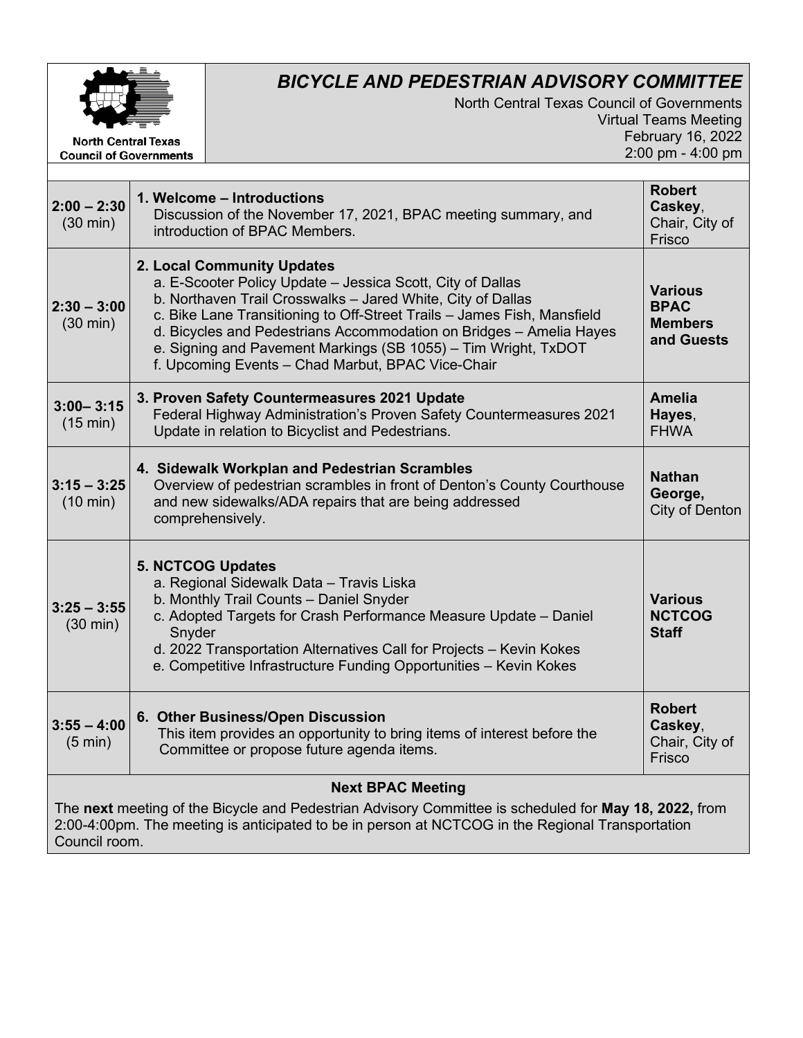North Central Texas Council of Governments

# *BICYCLE AND PEDESTRIAN ADVISORY COMMITTEE*

North Central Texas Council of Governments
Virtual Teams Meeting
February 16, 2022
2:00 pm - 4:00 pm

| Time | Agenda Item | Presenter |
|---|---|---|
| **2:00 – 2:30** (30 min) | **1. Welcome – Introductions**<br>Discussion of the November 17, 2021, BPAC meeting summary, and introduction of BPAC Members. | **Robert Caskey**, Chair, City of Frisco |
| **2:30 – 3:00** (30 min) | **2. Local Community Updates**<br>a. E-Scooter Policy Update – Jessica Scott, City of Dallas<br>b. Northaven Trail Crosswalks – Jared White, City of Dallas<br>c. Bike Lane Transitioning to Off-Street Trails – James Fish, Mansfield<br>d. Bicycles and Pedestrians Accommodation on Bridges – Amelia Hayes<br>e. Signing and Pavement Markings (SB 1055) – Tim Wright, TxDOT<br>f. Upcoming Events – Chad Marbut, BPAC Vice-Chair | **Various BPAC Members and Guests** |
| **3:00– 3:15** (15 min) | **3. Proven Safety Countermeasures 2021 Update**<br>Federal Highway Administration's Proven Safety Countermeasures 2021 Update in relation to Bicyclist and Pedestrians. | **Amelia Hayes**, FHWA |
| **3:15 – 3:25** (10 min) | **4. Sidewalk Workplan and Pedestrian Scrambles**<br>Overview of pedestrian scrambles in front of Denton's County Courthouse and new sidewalks/ADA repairs that are being addressed comprehensively. | **Nathan George,** City of Denton |
| **3:25 – 3:55** (30 min) | **5. NCTCOG Updates**<br>a. Regional Sidewalk Data – Travis Liska<br>b. Monthly Trail Counts – Daniel Snyder<br>c. Adopted Targets for Crash Performance Measure Update – Daniel Snyder<br>d. 2022 Transportation Alternatives Call for Projects – Kevin Kokes<br>e. Competitive Infrastructure Funding Opportunities – Kevin Kokes | **Various NCTCOG Staff** |
| **3:55 – 4:00** (5 min) | **6. Other Business/Open Discussion**<br>This item provides an opportunity to bring items of interest before the Committee or propose future agenda items. | **Robert Caskey**, Chair, City of Frisco |

**Next BPAC Meeting**

The **next** meeting of the Bicycle and Pedestrian Advisory Committee is scheduled for **May 18, 2022,** from 2:00-4:00pm. The meeting is anticipated to be in person at NCTCOG in the Regional Transportation Council room.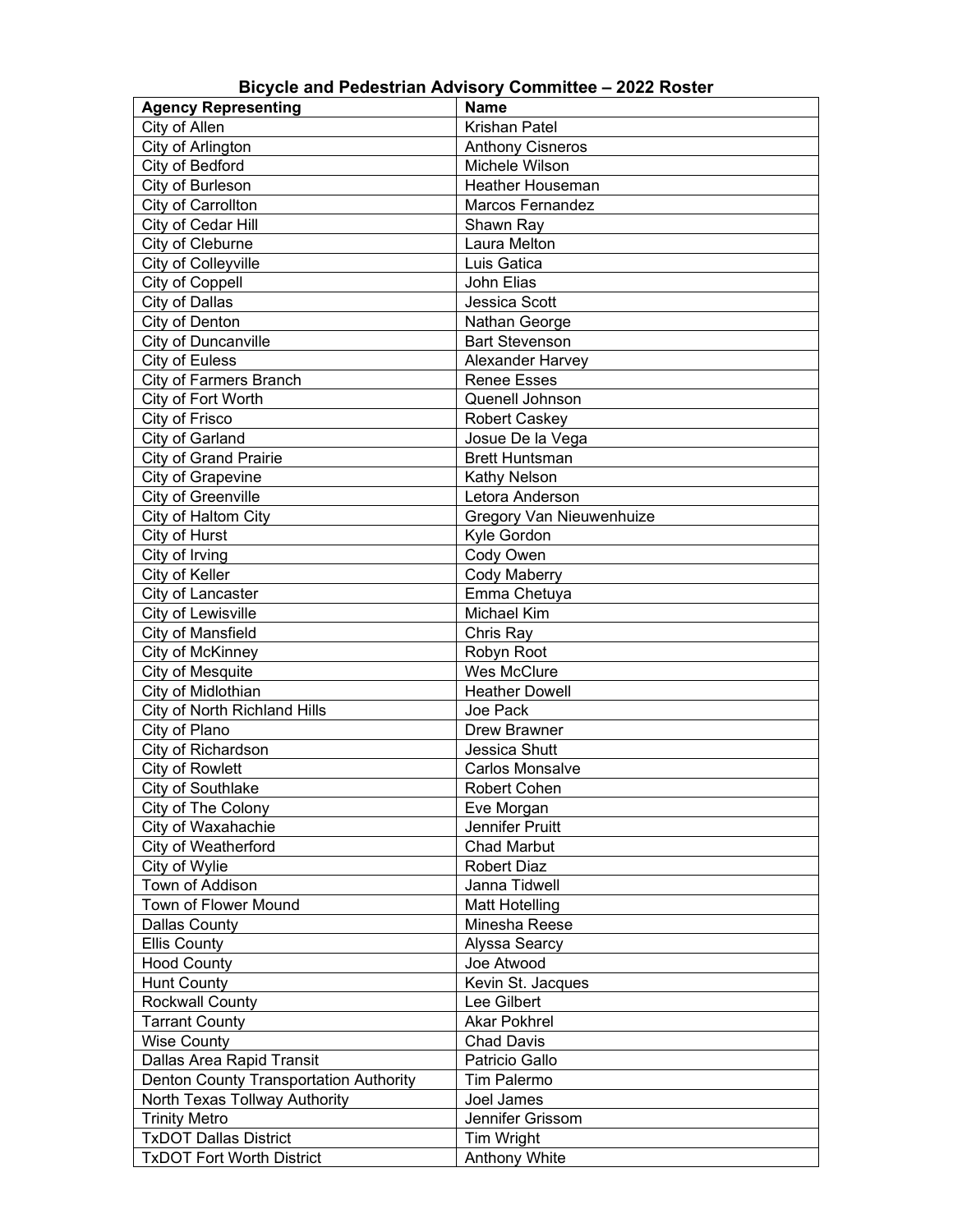# Bicycle and Pedestrian Advisory Committee – 2022 Roster

| Agency Representing | Name |
| --- | --- |
| City of Allen | Krishan Patel |
| City of Arlington | Anthony Cisneros |
| City of Bedford | Michele Wilson |
| City of Burleson | Heather Houseman |
| City of Carrollton | Marcos Fernandez |
| City of Cedar Hill | Shawn Ray |
| City of Cleburne | Laura Melton |
| City of Colleyville | Luis Gatica |
| City of Coppell | John Elias |
| City of Dallas | Jessica Scott |
| City of Denton | Nathan George |
| City of Duncanville | Bart Stevenson |
| City of Euless | Alexander Harvey |
| City of Farmers Branch | Renee Esses |
| City of Fort Worth | Quenell Johnson |
| City of Frisco | Robert Caskey |
| City of Garland | Josue De la Vega |
| City of Grand Prairie | Brett Huntsman |
| City of Grapevine | Kathy Nelson |
| City of Greenville | Letora Anderson |
| City of Haltom City | Gregory Van Nieuwenhuize |
| City of Hurst | Kyle Gordon |
| City of Irving | Cody Owen |
| City of Keller | Cody Maberry |
| City of Lancaster | Emma Chetuya |
| City of Lewisville | Michael Kim |
| City of Mansfield | Chris Ray |
| City of McKinney | Robyn Root |
| City of Mesquite | Wes McClure |
| City of Midlothian | Heather Dowell |
| City of North Richland Hills | Joe Pack |
| City of Plano | Drew Brawner |
| City of Richardson | Jessica Shutt |
| City of Rowlett | Carlos Monsalve |
| City of Southlake | Robert Cohen |
| City of The Colony | Eve Morgan |
| City of Waxahachie | Jennifer Pruitt |
| City of Weatherford | Chad Marbut |
| City of Wylie | Robert Diaz |
| Town of Addison | Janna Tidwell |
| Town of Flower Mound | Matt Hotelling |
| Dallas County | Minesha Reese |
| Ellis County | Alyssa Searcy |
| Hood County | Joe Atwood |
| Hunt County | Kevin St. Jacques |
| Rockwall County | Lee Gilbert |
| Tarrant County | Akar Pokhrel |
| Wise County | Chad Davis |
| Dallas Area Rapid Transit | Patricio Gallo |
| Denton County Transportation Authority | Tim Palermo |
| North Texas Tollway Authority | Joel James |
| Trinity Metro | Jennifer Grissom |
| TxDOT Dallas District | Tim Wright |
| TxDOT Fort Worth District | Anthony White |